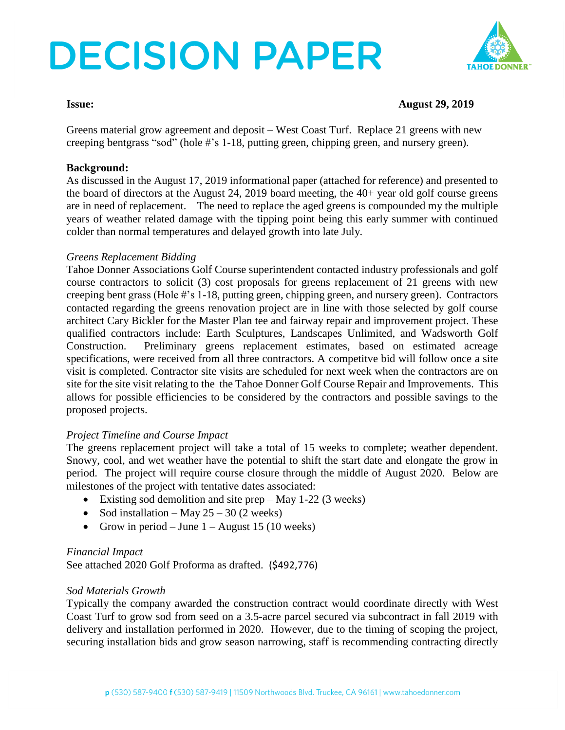# DECISION PAPER

**Issue:** **August 29, 2019**

Greens material grow agreement and deposit – West Coast Turf. Replace 21 greens with new creeping bentgrass "sod" (hole #'s 1-18, putting green, chipping green, and nursery green).

**Background:**
As discussed in the August 17, 2019 informational paper (attached for reference) and presented to the board of directors at the August 24, 2019 board meeting, the 40+ year old golf course greens are in need of replacement. The need to replace the aged greens is compounded my the multiple years of weather related damage with the tipping point being this early summer with continued colder than normal temperatures and delayed growth into late July.

*Greens Replacement Bidding*
Tahoe Donner Associations Golf Course superintendent contacted industry professionals and golf course contractors to solicit (3) cost proposals for greens replacement of 21 greens with new creeping bent grass (Hole #'s 1-18, putting green, chipping green, and nursery green). Contractors contacted regarding the greens renovation project are in line with those selected by golf course architect Cary Bickler for the Master Plan tee and fairway repair and improvement project. These qualified contractors include: Earth Sculptures, Landscapes Unlimited, and Wadsworth Golf Construction. Preliminary greens replacement estimates, based on estimated acreage specifications, were received from all three contractors. A competitve bid will follow once a site visit is completed. Contractor site visits are scheduled for next week when the contractors are on site for the site visit relating to the the Tahoe Donner Golf Course Repair and Improvements. This allows for possible efficiencies to be considered by the contractors and possible savings to the proposed projects.

*Project Timeline and Course Impact*
The greens replacement project will take a total of 15 weeks to complete; weather dependent. Snowy, cool, and wet weather have the potential to shift the start date and elongate the grow in period. The project will require course closure through the middle of August 2020. Below are milestones of the project with tentative dates associated:

- Existing sod demolition and site prep – May 1-22 (3 weeks)
- Sod installation – May 25 – 30 (2 weeks)
- Grow in period – June 1 – August 15 (10 weeks)

*Financial Impact*
See attached 2020 Golf Proforma as drafted. ($492,776)

*Sod Materials Growth*
Typically the company awarded the construction contract would coordinate directly with West Coast Turf to grow sod from seed on a 3.5-acre parcel secured via subcontract in fall 2019 with delivery and installation performed in 2020. However, due to the timing of scoping the project, securing installation bids and grow season narrowing, staff is recommending contracting directly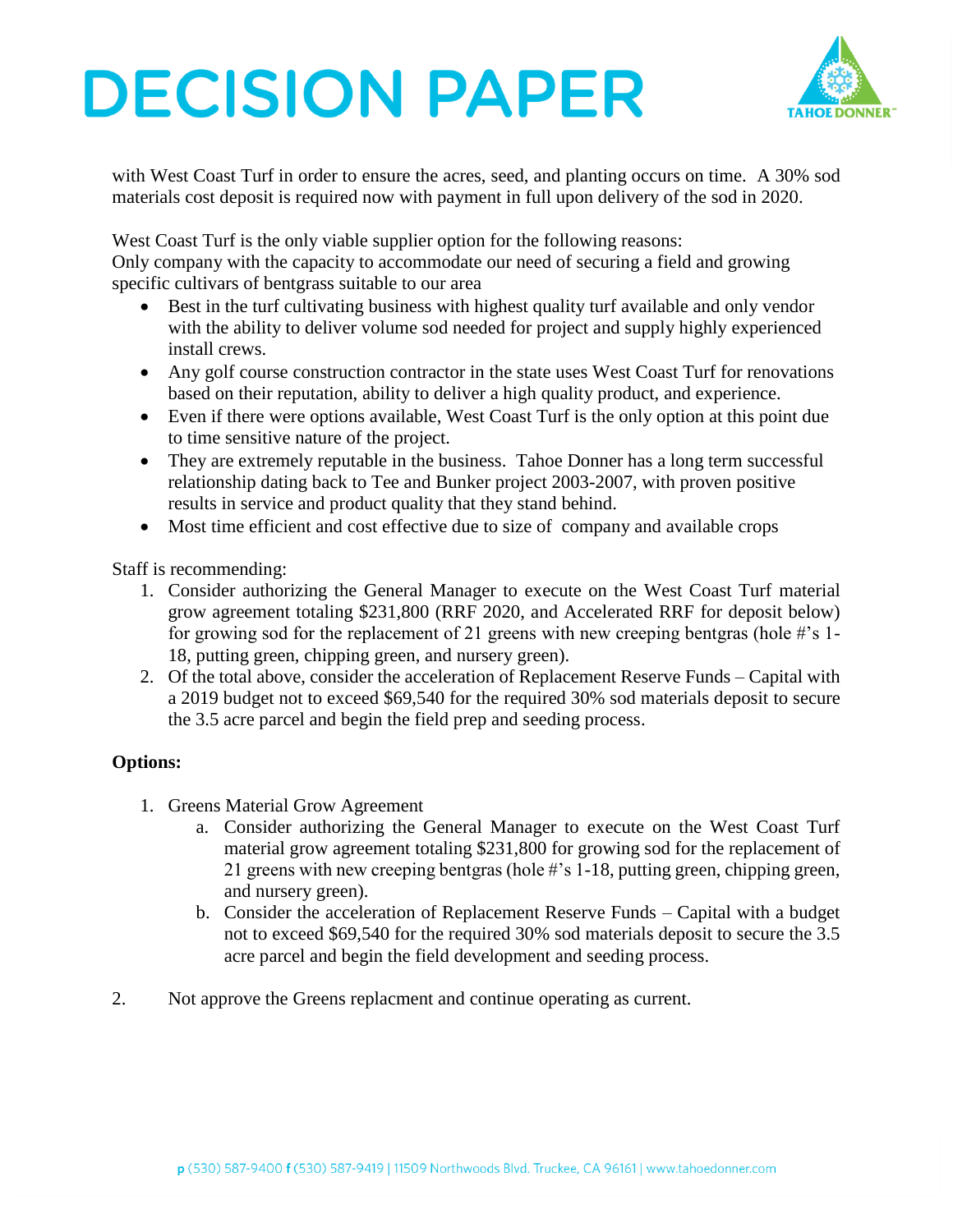with West Coast Turf in order to ensure the acres, seed, and planting occurs on time. A 30% sod materials cost deposit is required now with payment in full upon delivery of the sod in 2020.

West Coast Turf is the only viable supplier option for the following reasons:
Only company with the capacity to accommodate our need of securing a field and growing specific cultivars of bentgrass suitable to our area

- Best in the turf cultivating business with highest quality turf available and only vendor with the ability to deliver volume sod needed for project and supply highly experienced install crews.
- Any golf course construction contractor in the state uses West Coast Turf for renovations based on their reputation, ability to deliver a high quality product, and experience.
- Even if there were options available, West Coast Turf is the only option at this point due to time sensitive nature of the project.
- They are extremely reputable in the business. Tahoe Donner has a long term successful relationship dating back to Tee and Bunker project 2003-2007, with proven positive results in service and product quality that they stand behind.
- Most time efficient and cost effective due to size of company and available crops

Staff is recommending:

1. Consider authorizing the General Manager to execute on the West Coast Turf material grow agreement totaling $231,800 (RRF 2020, and Accelerated RRF for deposit below) for growing sod for the replacement of 21 greens with new creeping bentgras (hole #'s 1-18, putting green, chipping green, and nursery green).
2. Of the total above, consider the acceleration of Replacement Reserve Funds – Capital with a 2019 budget not to exceed $69,540 for the required 30% sod materials deposit to secure the 3.5 acre parcel and begin the field prep and seeding process.

**Options:**

1. Greens Material Grow Agreement
   a. Consider authorizing the General Manager to execute on the West Coast Turf material grow agreement totaling $231,800 for growing sod for the replacement of 21 greens with new creeping bentgras (hole #'s 1-18, putting green, chipping green, and nursery green).
   b. Consider the acceleration of Replacement Reserve Funds – Capital with a budget not to exceed $69,540 for the required 30% sod materials deposit to secure the 3.5 acre parcel and begin the field development and seeding process.

2. Not approve the Greens replacment and continue operating as current.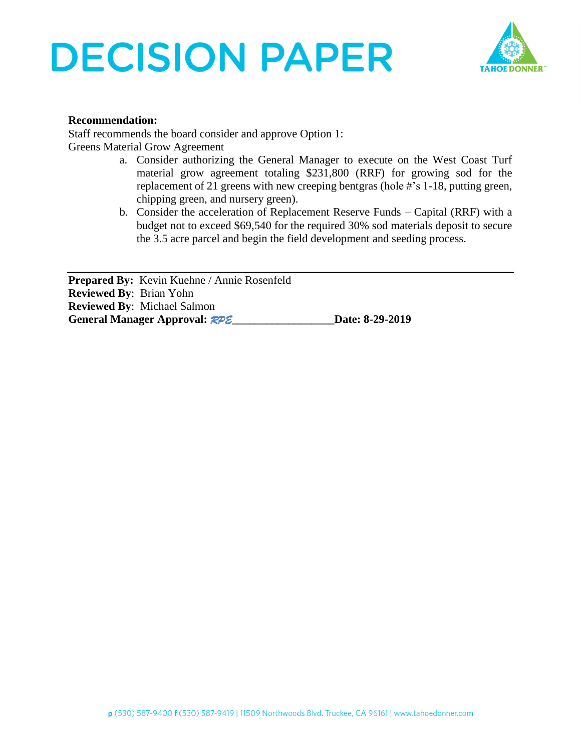# DECISION PAPER

**Recommendation:**

Staff recommends the board consider and approve Option 1:

Greens Material Grow Agreement

a. Consider authorizing the General Manager to execute on the West Coast Turf material grow agreement totaling $231,800 (RRF) for growing sod for the replacement of 21 greens with new creeping bentgras (hole #'s 1-18, putting green, chipping green, and nursery green).
b. Consider the acceleration of Replacement Reserve Funds – Capital (RRF) with a budget not to exceed $69,540 for the required 30% sod materials deposit to secure the 3.5 acre parcel and begin the field development and seeding process.

---

**Prepared By:** Kevin Kuehne / Annie Rosenfeld
**Reviewed By**: Brian Yohn
**Reviewed By**: Michael Salmon
**General Manager Approval:** *RPE*_________________**Date: 8-29-2019**